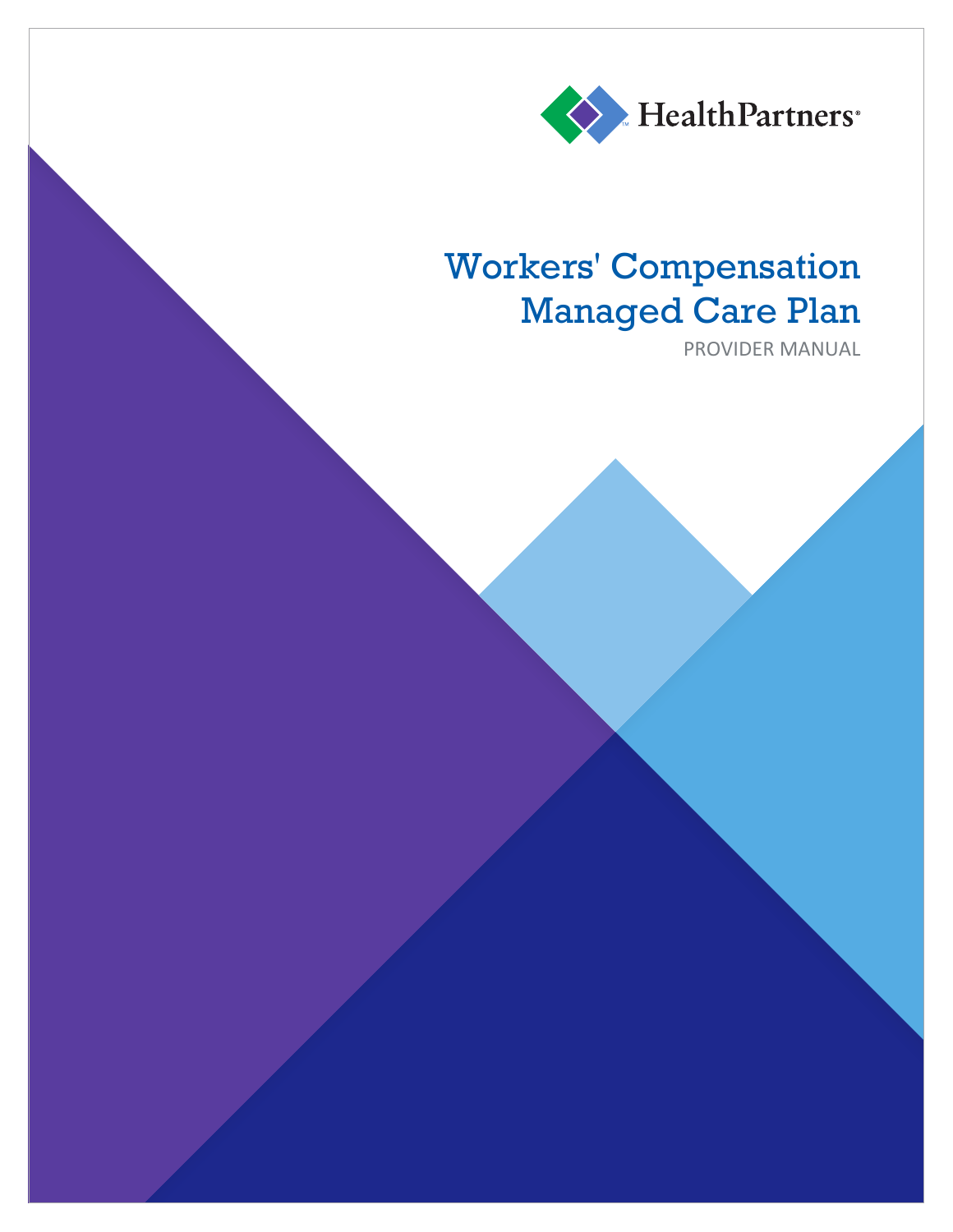HealthPartners®

# Workers' Compensation Managed Care Plan

PROVIDER MANUAL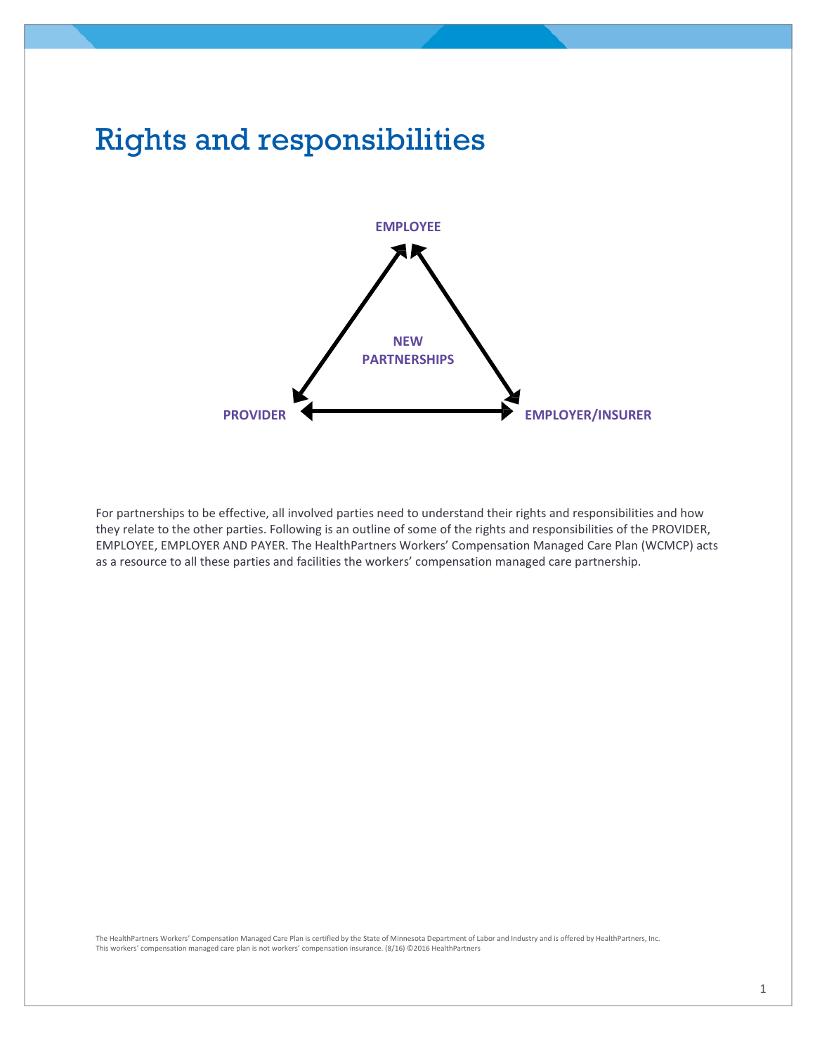# Rights and responsibilities

EMPLOYEE

NEW PARTNERSHIPS

PROVIDER

EMPLOYER/INSURER

For partnerships to be effective, all involved parties need to understand their rights and responsibilities and how they relate to the other parties. Following is an outline of some of the rights and responsibilities of the PROVIDER, EMPLOYEE, EMPLOYER AND PAYER. The HealthPartners Workers' Compensation Managed Care Plan (WCMCP) acts as a resource to all these parties and facilities the workers' compensation managed care partnership.

The HealthPartners Workers' Compensation Managed Care Plan is certified by the State of Minnesota Department of Labor and Industry and is offered by HealthPartners, Inc. This workers' compensation managed care plan is not workers' compensation insurance. (8/16) ©2016 HealthPartners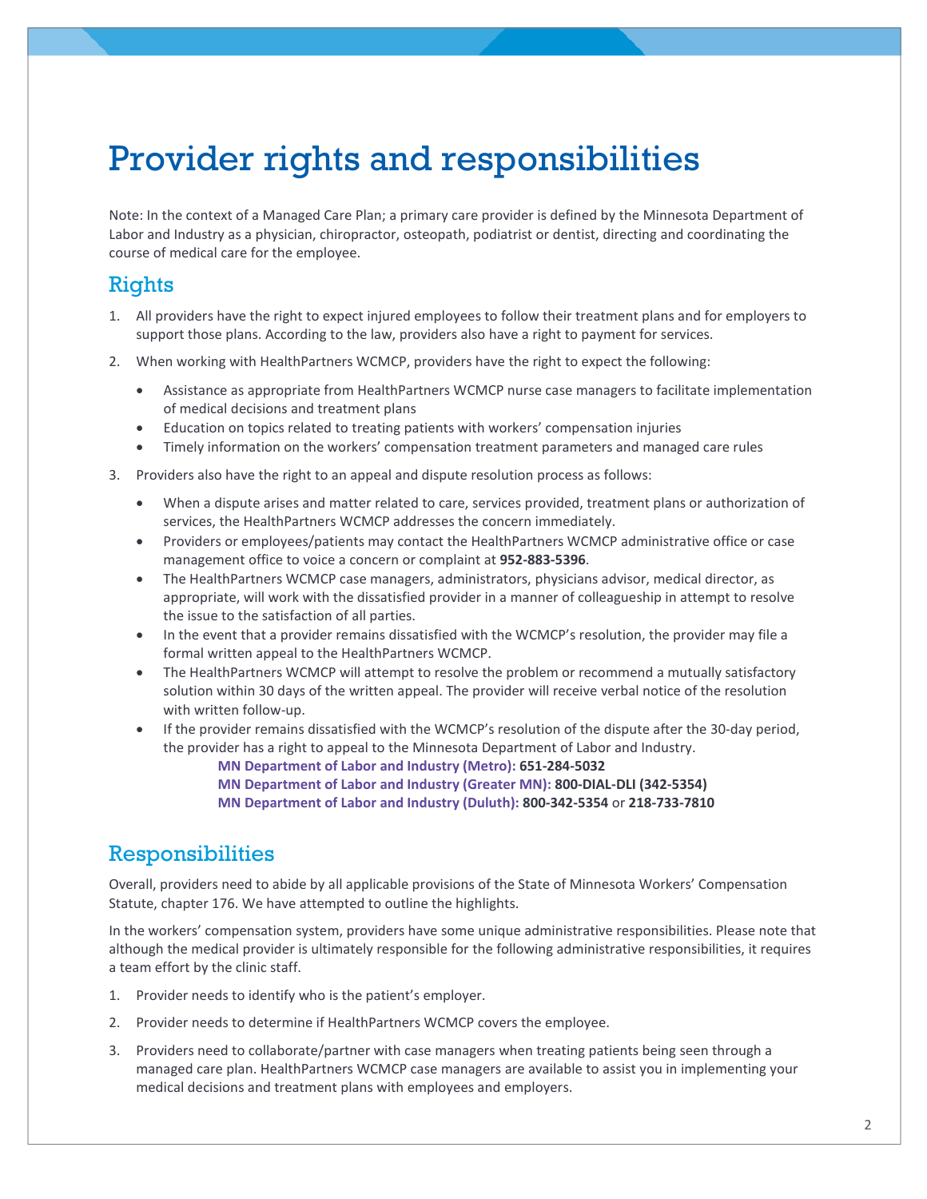# Provider rights and responsibilities

Note: In the context of a Managed Care Plan; a primary care provider is defined by the Minnesota Department of Labor and Industry as a physician, chiropractor, osteopath, podiatrist or dentist, directing and coordinating the course of medical care for the employee.

## Rights

1. All providers have the right to expect injured employees to follow their treatment plans and for employers to support those plans. According to the law, providers also have a right to payment for services.
2. When working with HealthPartners WCMCP, providers have the right to expect the following:
   - Assistance as appropriate from HealthPartners WCMCP nurse case managers to facilitate implementation of medical decisions and treatment plans
   - Education on topics related to treating patients with workers' compensation injuries
   - Timely information on the workers' compensation treatment parameters and managed care rules
3. Providers also have the right to an appeal and dispute resolution process as follows:
   - When a dispute arises and matter related to care, services provided, treatment plans or authorization of services, the HealthPartners WCMCP addresses the concern immediately.
   - Providers or employees/patients may contact the HealthPartners WCMCP administrative office or case management office to voice a concern or complaint at **952-883-5396**.
   - The HealthPartners WCMCP case managers, administrators, physicians advisor, medical director, as appropriate, will work with the dissatisfied provider in a manner of colleagueship in attempt to resolve the issue to the satisfaction of all parties.
   - In the event that a provider remains dissatisfied with the WCMCP's resolution, the provider may file a formal written appeal to the HealthPartners WCMCP.
   - The HealthPartners WCMCP will attempt to resolve the problem or recommend a mutually satisfactory solution within 30 days of the written appeal. The provider will receive verbal notice of the resolution with written follow-up.
   - If the provider remains dissatisfied with the WCMCP's resolution of the dispute after the 30-day period, the provider has a right to appeal to the Minnesota Department of Labor and Industry.

     **MN Department of Labor and Industry (Metro): 651-284-5032**
     **MN Department of Labor and Industry (Greater MN): 800-DIAL-DLI (342-5354)**
     **MN Department of Labor and Industry (Duluth): 800-342-5354** or **218-733-7810**

## Responsibilities

Overall, providers need to abide by all applicable provisions of the State of Minnesota Workers' Compensation Statute, chapter 176. We have attempted to outline the highlights.

In the workers' compensation system, providers have some unique administrative responsibilities. Please note that although the medical provider is ultimately responsible for the following administrative responsibilities, it requires a team effort by the clinic staff.

1. Provider needs to identify who is the patient's employer.
2. Provider needs to determine if HealthPartners WCMCP covers the employee.
3. Providers need to collaborate/partner with case managers when treating patients being seen through a managed care plan. HealthPartners WCMCP case managers are available to assist you in implementing your medical decisions and treatment plans with employees and employers.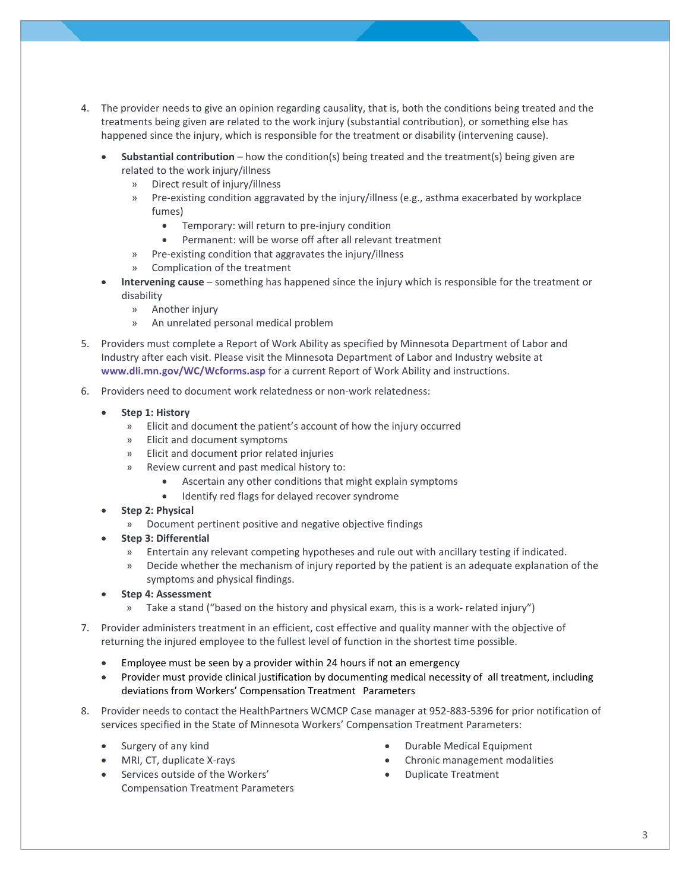4. The provider needs to give an opinion regarding causality, that is, both the conditions being treated and the treatments being given are related to the work injury (substantial contribution), or something else has happened since the injury, which is responsible for the treatment or disability (intervening cause).

   - **Substantial contribution** – how the condition(s) being treated and the treatment(s) being given are related to the work injury/illness
     - Direct result of injury/illness
     - Pre-existing condition aggravated by the injury/illness (e.g., asthma exacerbated by workplace fumes)
       - Temporary: will return to pre-injury condition
       - Permanent: will be worse off after all relevant treatment
     - Pre-existing condition that aggravates the injury/illness
     - Complication of the treatment
   - **Intervening cause** – something has happened since the injury which is responsible for the treatment or disability
     - Another injury
     - An unrelated personal medical problem

5. Providers must complete a Report of Work Ability as specified by Minnesota Department of Labor and Industry after each visit. Please visit the Minnesota Department of Labor and Industry website at **www.dli.mn.gov/WC/Wcforms.asp** for a current Report of Work Ability and instructions.

6. Providers need to document work relatedness or non-work relatedness:

   - **Step 1: History**
     - Elicit and document the patient's account of how the injury occurred
     - Elicit and document symptoms
     - Elicit and document prior related injuries
     - Review current and past medical history to:
       - Ascertain any other conditions that might explain symptoms
       - Identify red flags for delayed recover syndrome
   - **Step 2: Physical**
     - Document pertinent positive and negative objective findings
   - **Step 3: Differential**
     - Entertain any relevant competing hypotheses and rule out with ancillary testing if indicated.
     - Decide whether the mechanism of injury reported by the patient is an adequate explanation of the symptoms and physical findings.
   - **Step 4: Assessment**
     - Take a stand ("based on the history and physical exam, this is a work- related injury")

7. Provider administers treatment in an efficient, cost effective and quality manner with the objective of returning the injured employee to the fullest level of function in the shortest time possible.

   - Employee must be seen by a provider within 24 hours if not an emergency
   - Provider must provide clinical justification by documenting medical necessity of all treatment, including deviations from Workers' Compensation Treatment Parameters

8. Provider needs to contact the HealthPartners WCMCP Case manager at 952-883-5396 for prior notification of services specified in the State of Minnesota Workers' Compensation Treatment Parameters:

   - Surgery of any kind
   - MRI, CT, duplicate X-rays
   - Services outside of the Workers' Compensation Treatment Parameters
   - Durable Medical Equipment
   - Chronic management modalities
   - Duplicate Treatment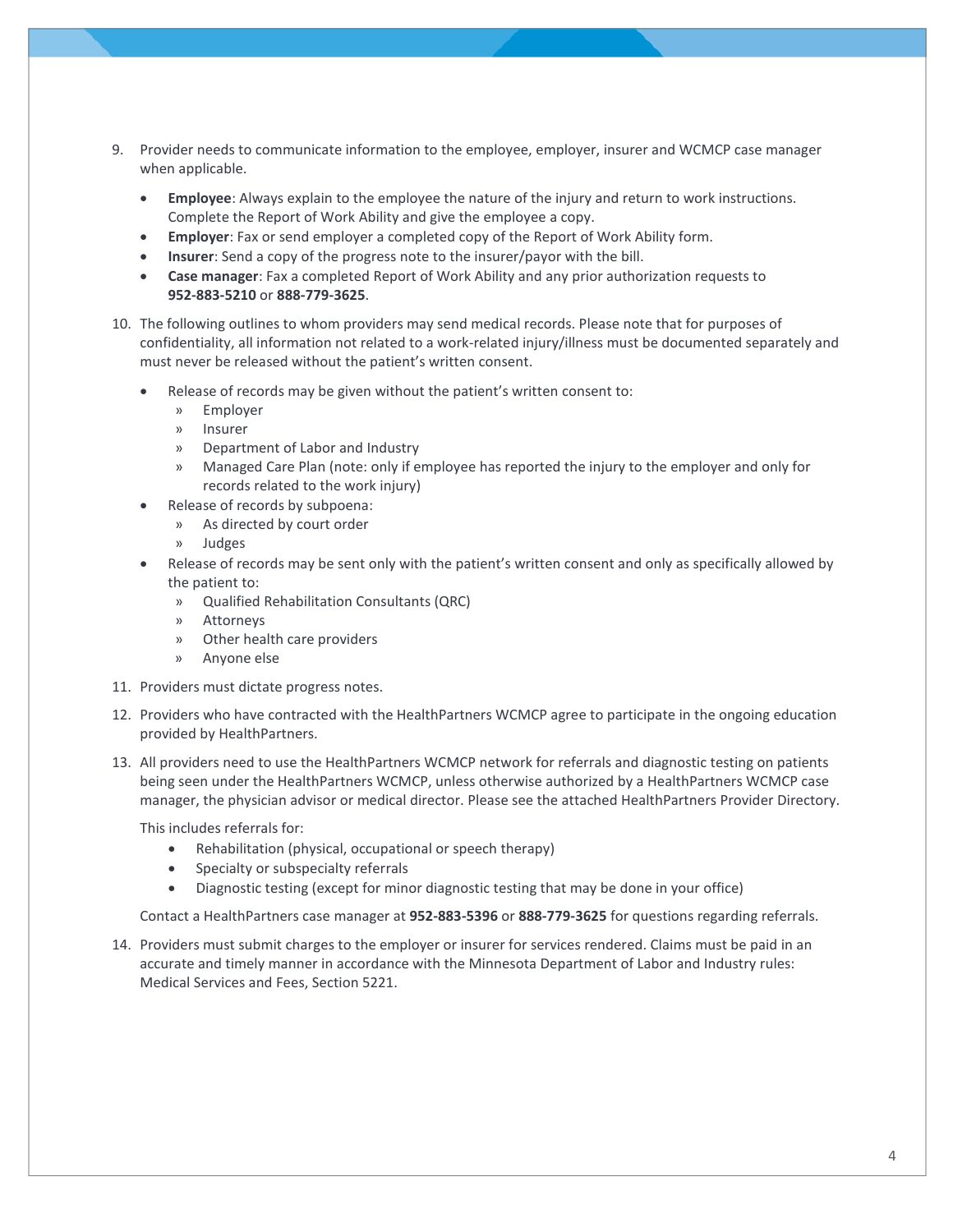9. Provider needs to communicate information to the employee, employer, insurer and WCMCP case manager when applicable.

    - **Employee**: Always explain to the employee the nature of the injury and return to work instructions. Complete the Report of Work Ability and give the employee a copy.
    - **Employer**: Fax or send employer a completed copy of the Report of Work Ability form.
    - **Insurer**: Send a copy of the progress note to the insurer/payor with the bill.
    - **Case manager**: Fax a completed Report of Work Ability and any prior authorization requests to **952-883-5210** or **888-779-3625**.

10. The following outlines to whom providers may send medical records. Please note that for purposes of confidentiality, all information not related to a work-related injury/illness must be documented separately and must never be released without the patient's written consent.

    - Release of records may be given without the patient's written consent to:
        - Employer
        - Insurer
        - Department of Labor and Industry
        - Managed Care Plan (note: only if employee has reported the injury to the employer and only for records related to the work injury)
    - Release of records by subpoena:
        - As directed by court order
        - Judges
    - Release of records may be sent only with the patient's written consent and only as specifically allowed by the patient to:
        - Qualified Rehabilitation Consultants (QRC)
        - Attorneys
        - Other health care providers
        - Anyone else

11. Providers must dictate progress notes.

12. Providers who have contracted with the HealthPartners WCMCP agree to participate in the ongoing education provided by HealthPartners.

13. All providers need to use the HealthPartners WCMCP network for referrals and diagnostic testing on patients being seen under the HealthPartners WCMCP, unless otherwise authorized by a HealthPartners WCMCP case manager, the physician advisor or medical director. Please see the attached HealthPartners Provider Directory.

    This includes referrals for:

    - Rehabilitation (physical, occupational or speech therapy)
    - Specialty or subspecialty referrals
    - Diagnostic testing (except for minor diagnostic testing that may be done in your office)

    Contact a HealthPartners case manager at **952-883-5396** or **888-779-3625** for questions regarding referrals.

14. Providers must submit charges to the employer or insurer for services rendered. Claims must be paid in an accurate and timely manner in accordance with the Minnesota Department of Labor and Industry rules: Medical Services and Fees, Section 5221.